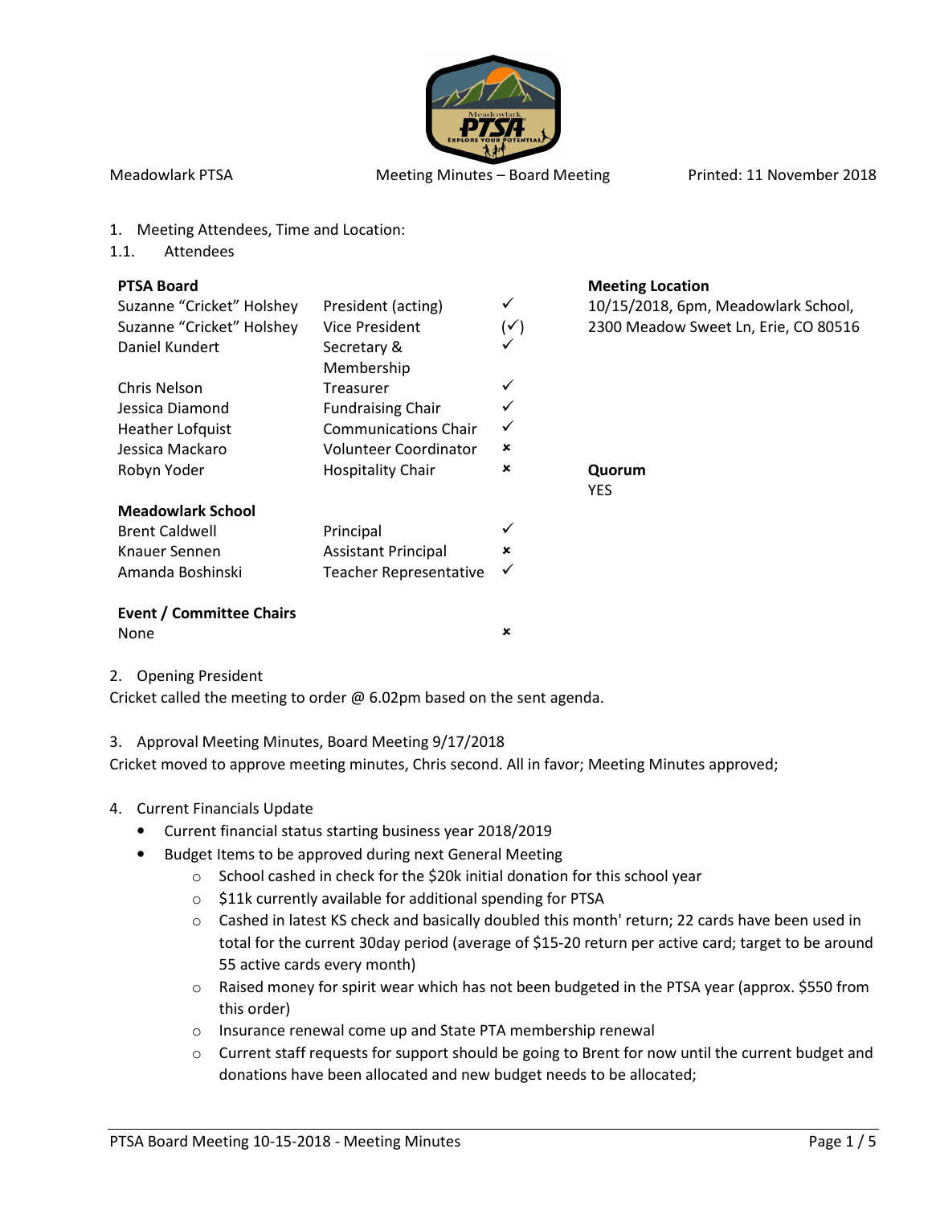Meadowlark PTSA — Meeting Minutes – Board Meeting — Printed: 11 November 2018

1. Meeting Attendees, Time and Location:

1.1. Attendees

| **PTSA Board** | | |
|---|---|---|
| Suzanne "Cricket" Holshey | President (acting) | ✓ |
| Suzanne "Cricket" Holshey | Vice President | (✓) |
| Daniel Kundert | Secretary & Membership | ✓ |
| Chris Nelson | Treasurer | ✓ |
| Jessica Diamond | Fundraising Chair | ✓ |
| Heather Lofquist | Communications Chair | ✓ |
| Jessica Mackaro | Volunteer Coordinator | × |
| Robyn Yoder | Hospitality Chair | × |
| **Meadowlark School** | | |
| Brent Caldwell | Principal | ✓ |
| Knauer Sennen | Assistant Principal | × |
| Amanda Boshinski | Teacher Representative | ✓ |
| **Event / Committee Chairs** | | |
| None | | × |

**Meeting Location**
10/15/2018, 6pm, Meadowlark School, 2300 Meadow Sweet Ln, Erie, CO 80516

**Quorum**
YES

2. Opening President

Cricket called the meeting to order @ 6.02pm based on the sent agenda.

3. Approval Meeting Minutes, Board Meeting 9/17/2018

Cricket moved to approve meeting minutes, Chris second. All in favor; Meeting Minutes approved;

4. Current Financials Update

- Current financial status starting business year 2018/2019
- Budget Items to be approved during next General Meeting
  - School cashed in check for the $20k initial donation for this school year
  - $11k currently available for additional spending for PTSA
  - Cashed in latest KS check and basically doubled this month' return; 22 cards have been used in total for the current 30day period (average of $15-20 return per active card; target to be around 55 active cards every month)
  - Raised money for spirit wear which has not been budgeted in the PTSA year (approx. $550 from this order)
  - Insurance renewal come up and State PTA membership renewal
  - Current staff requests for support should be going to Brent for now until the current budget and donations have been allocated and new budget needs to be allocated;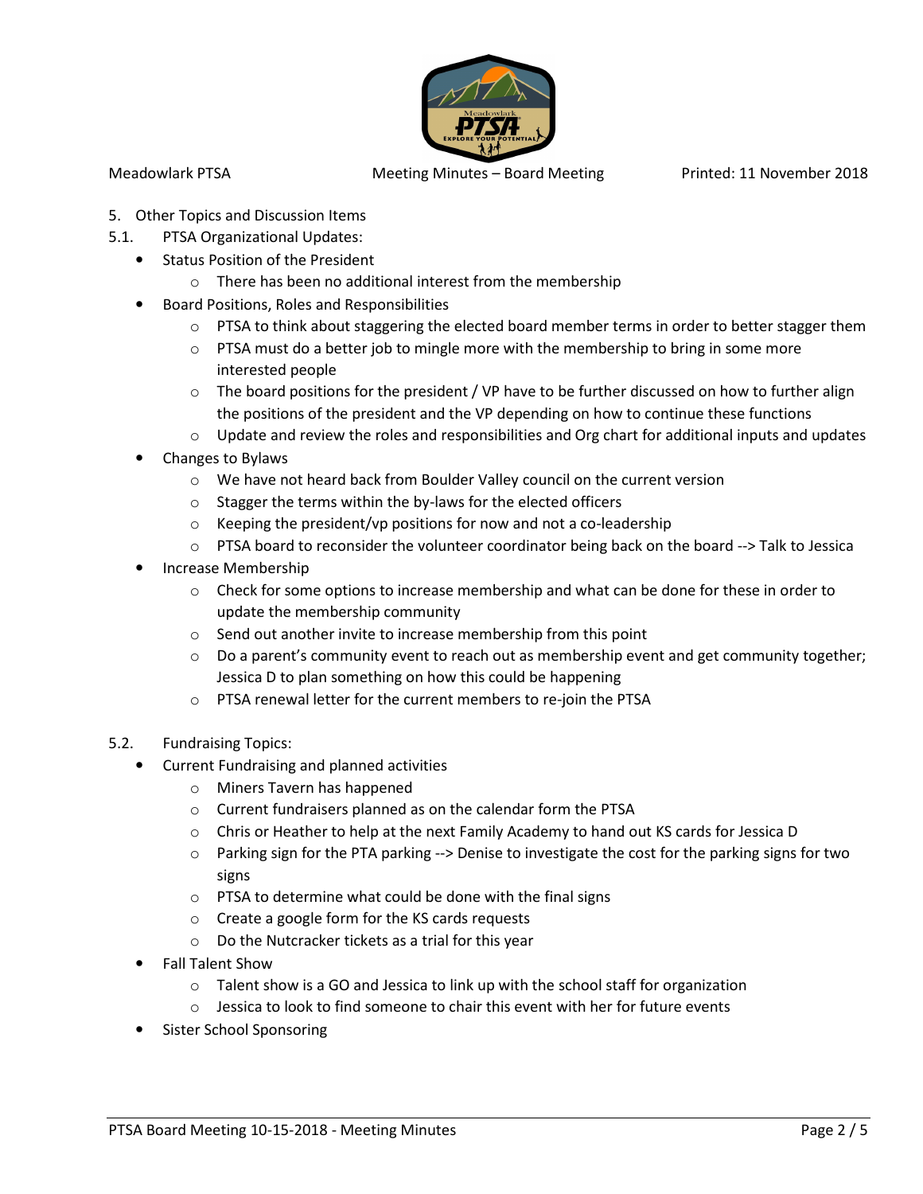5. Other Topics and Discussion Items

5.1. PTSA Organizational Updates:

- Status Position of the President
    - There has been no additional interest from the membership
- Board Positions, Roles and Responsibilities
    - PTSA to think about staggering the elected board member terms in order to better stagger them
    - PTSA must do a better job to mingle more with the membership to bring in some more interested people
    - The board positions for the president / VP have to be further discussed on how to further align the positions of the president and the VP depending on how to continue these functions
    - Update and review the roles and responsibilities and Org chart for additional inputs and updates
- Changes to Bylaws
    - We have not heard back from Boulder Valley council on the current version
    - Stagger the terms within the by-laws for the elected officers
    - Keeping the president/vp positions for now and not a co-leadership
    - PTSA board to reconsider the volunteer coordinator being back on the board --> Talk to Jessica
- Increase Membership
    - Check for some options to increase membership and what can be done for these in order to update the membership community
    - Send out another invite to increase membership from this point
    - Do a parent's community event to reach out as membership event and get community together; Jessica D to plan something on how this could be happening
    - PTSA renewal letter for the current members to re-join the PTSA

5.2. Fundraising Topics:

- Current Fundraising and planned activities
    - Miners Tavern has happened
    - Current fundraisers planned as on the calendar form the PTSA
    - Chris or Heather to help at the next Family Academy to hand out KS cards for Jessica D
    - Parking sign for the PTA parking --> Denise to investigate the cost for the parking signs for two signs
    - PTSA to determine what could be done with the final signs
    - Create a google form for the KS cards requests
    - Do the Nutcracker tickets as a trial for this year
- Fall Talent Show
    - Talent show is a GO and Jessica to link up with the school staff for organization
    - Jessica to look to find someone to chair this event with her for future events
- Sister School Sponsoring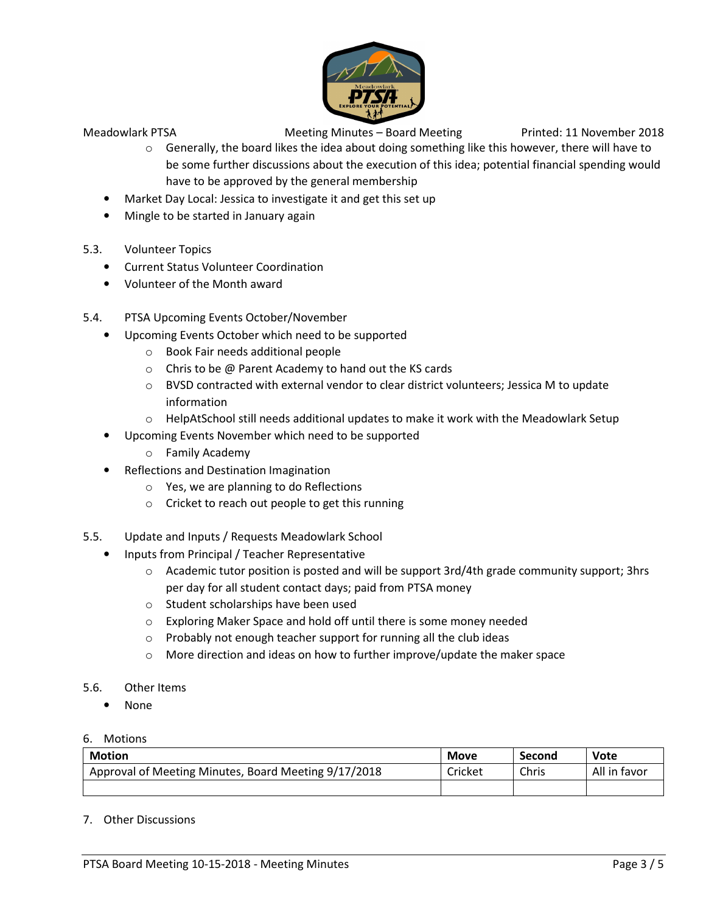- Generally, the board likes the idea about doing something like this however, there will have to be some further discussions about the execution of this idea; potential financial spending would have to be approved by the general membership
- Market Day Local: Jessica to investigate it and get this set up
- Mingle to be started in January again

5.3. Volunteer Topics

- Current Status Volunteer Coordination
- Volunteer of the Month award

5.4. PTSA Upcoming Events October/November

- Upcoming Events October which need to be supported
  - Book Fair needs additional people
  - Chris to be @ Parent Academy to hand out the KS cards
  - BVSD contracted with external vendor to clear district volunteers; Jessica M to update information
  - HelpAtSchool still needs additional updates to make it work with the Meadowlark Setup
- Upcoming Events November which need to be supported
  - Family Academy
- Reflections and Destination Imagination
  - Yes, we are planning to do Reflections
  - Cricket to reach out people to get this running

5.5. Update and Inputs / Requests Meadowlark School

- Inputs from Principal / Teacher Representative
  - Academic tutor position is posted and will be support 3rd/4th grade community support; 3hrs per day for all student contact days; paid from PTSA money
  - Student scholarships have been used
  - Exploring Maker Space and hold off until there is some money needed
  - Probably not enough teacher support for running all the club ideas
  - More direction and ideas on how to further improve/update the maker space

5.6. Other Items

- None

6. Motions

| Motion | Move | Second | Vote |
|---|---|---|---|
| Approval of Meeting Minutes, Board Meeting 9/17/2018 | Cricket | Chris | All in favor |
| | | | |

7. Other Discussions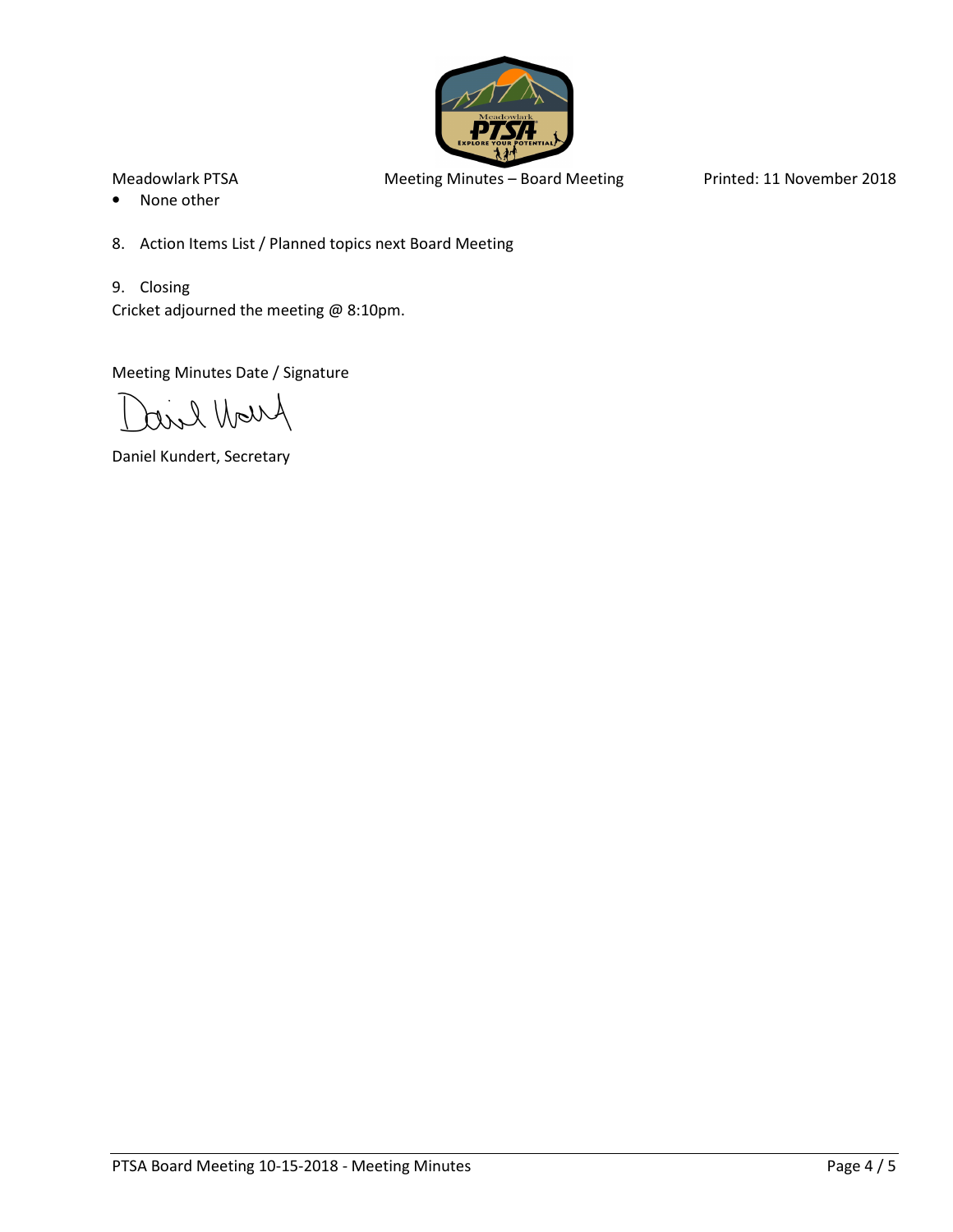- None other

8. Action Items List / Planned topics next Board Meeting

9. Closing

Cricket adjourned the meeting @ 8:10pm.

Meeting Minutes Date / Signature

Daniel Kundert, Secretary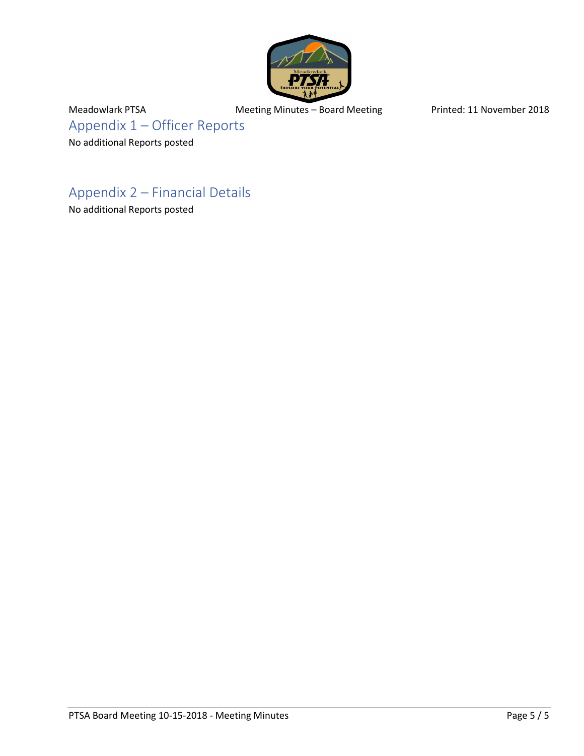## Appendix 1 – Officer Reports

No additional Reports posted

## Appendix 2 – Financial Details

No additional Reports posted